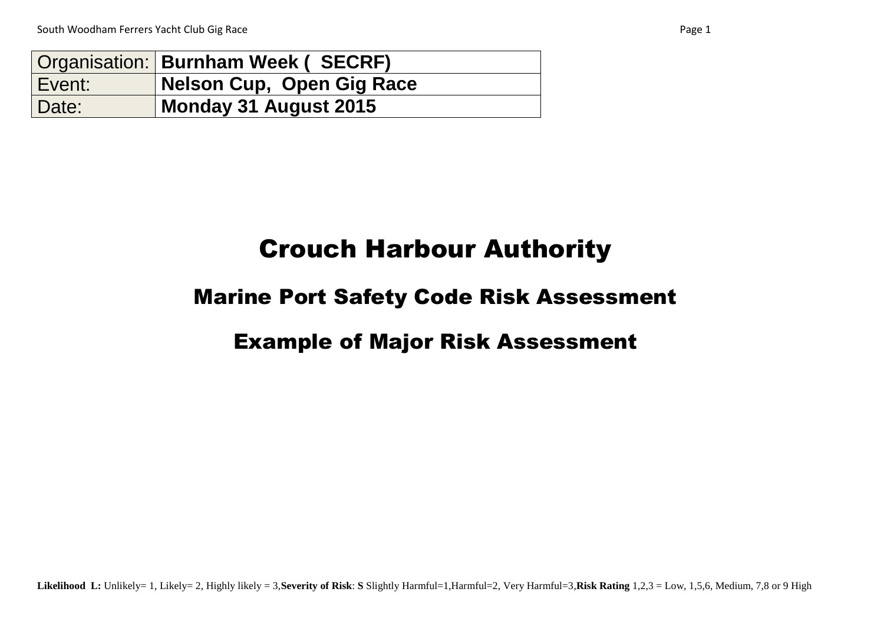| Organisation: | Burnham Week ( SECRF) |
|---|---|
| Event: | Nelson Cup, Open Gig Race |
| Date: | Monday 31 August 2015 |

# Crouch Harbour Authority

## Marine Port Safety Code Risk Assessment

## Example of Major Risk Assessment

**Likelihood L:** Unlikely= 1, Likely= 2, Highly likely = 3,**Severity of Risk**: **S** Slightly Harmful=1,Harmful=2, Very Harmful=3,**Risk Rating** 1,2,3 = Low, 1,5,6, Medium, 7,8 or 9 High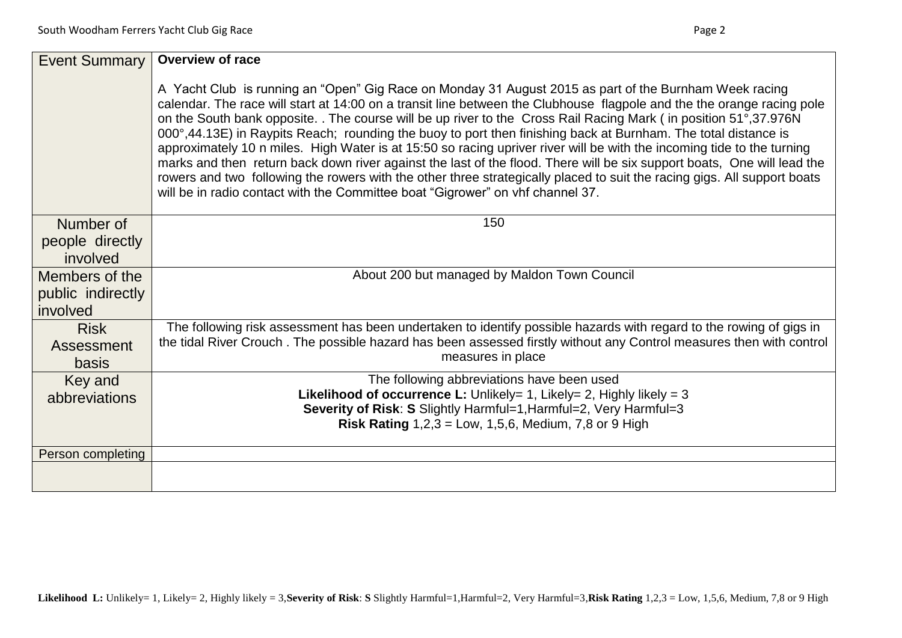| Event Summary | **Overview of race**<br><br>A Yacht Club is running an "Open" Gig Race on Monday 31 August 2015 as part of the Burnham Week racing calendar. The race will start at 14:00 on a transit line between the Clubhouse flagpole and the the orange racing pole on the South bank opposite. . The course will be up river to the Cross Rail Racing Mark ( in position 51°,37.976N 000°,44.13E) in Raypits Reach; rounding the buoy to port then finishing back at Burnham. The total distance is approximately 10 n miles. High Water is at 15:50 so racing upriver river will be with the incoming tide to the turning marks and then return back down river against the last of the flood. There will be six support boats, One will lead the rowers and two following the rowers with the other three strategically placed to suit the racing gigs. All support boats will be in radio contact with the Committee boat "Gigrower" on vhf channel 37. |
|---|---|
| Number of people directly involved | 150 |
| Members of the public indirectly involved | About 200 but managed by Maldon Town Council |
| Risk Assessment basis | The following risk assessment has been undertaken to identify possible hazards with regard to the rowing of gigs in the tidal River Crouch . The possible hazard has been assessed firstly without any Control measures then with control measures in place |
| Key and abbreviations | The following abbreviations have been used<br>**Likelihood of occurrence L:** Unlikely= 1, Likely= 2, Highly likely = 3<br>**Severity of Risk**: **S** Slightly Harmful=1,Harmful=2, Very Harmful=3<br>**Risk Rating** 1,2,3 = Low, 1,5,6, Medium, 7,8 or 9 High |
| Person completing | |
| | |

**Likelihood L:** Unlikely= 1, Likely= 2, Highly likely = 3,**Severity of Risk**: **S** Slightly Harmful=1,Harmful=2, Very Harmful=3,**Risk Rating** 1,2,3 = Low, 1,5,6, Medium, 7,8 or 9 High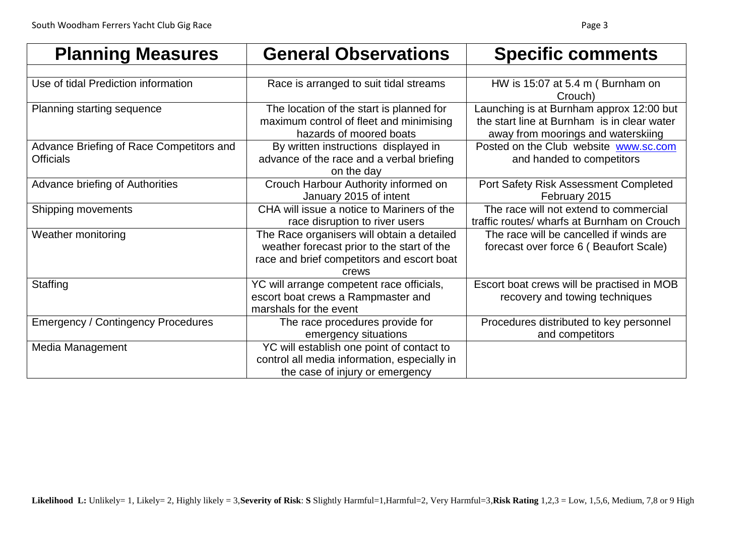| Planning Measures | General Observations | Specific comments |
|---|---|---|
| | | |
| Use of tidal Prediction information | Race is arranged to suit tidal streams | HW is 15:07 at 5.4 m ( Burnham on Crouch) |
| Planning starting sequence | The location of the start is planned for maximum control of fleet and minimising hazards of moored boats | Launching is at Burnham approx 12:00 but the start line at Burnham is in clear water away from moorings and waterskiing |
| Advance Briefing of Race Competitors and Officials | By written instructions displayed in advance of the race and a verbal briefing on the day | Posted on the Club website www.sc.com and handed to competitors |
| Advance briefing of Authorities | Crouch Harbour Authority informed on January 2015 of intent | Port Safety Risk Assessment Completed February 2015 |
| Shipping movements | CHA will issue a notice to Mariners of the race disruption to river users | The race will not extend to commercial traffic routes/ wharfs at Burnham on Crouch |
| Weather monitoring | The Race organisers will obtain a detailed weather forecast prior to the start of the race and brief competitors and escort boat crews | The race will be cancelled if winds are forecast over force 6 ( Beaufort Scale) |
| Staffing | YC will arrange competent race officials, escort boat crews a Rampmaster and marshals for the event | Escort boat crews will be practised in MOB recovery and towing techniques |
| Emergency / Contingency Procedures | The race procedures provide for emergency situations | Procedures distributed to key personnel and competitors |
| Media Management | YC will establish one point of contact to control all media information, especially in the case of injury or emergency | |

**Likelihood L:** Unlikely= 1, Likely= 2, Highly likely = 3,**Severity of Risk**: **S** Slightly Harmful=1,Harmful=2, Very Harmful=3,**Risk Rating** 1,2,3 = Low, 1,5,6, Medium, 7,8 or 9 High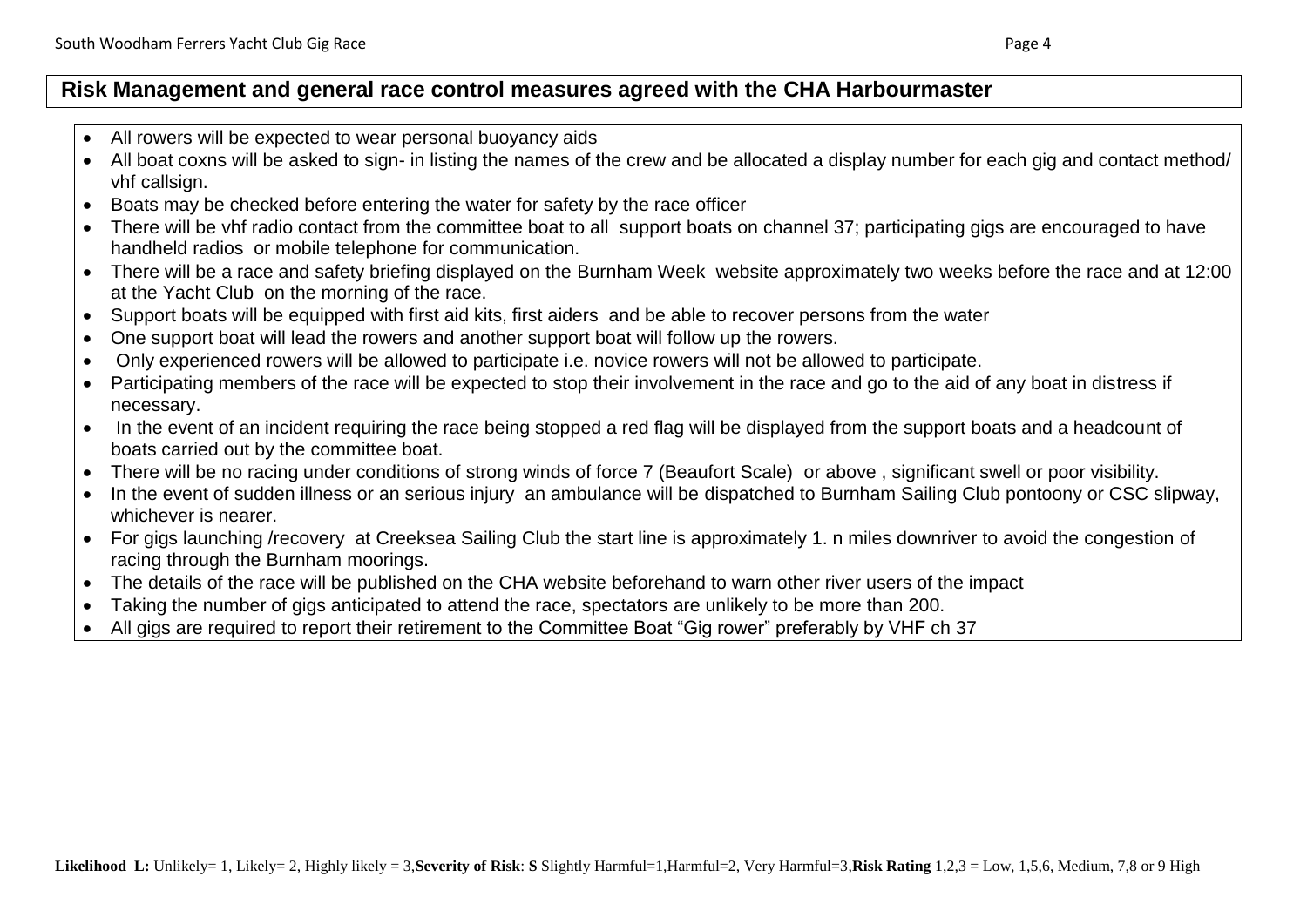## Risk Management and general race control measures agreed with the CHA Harbourmaster

- All rowers will be expected to wear personal buoyancy aids
- All boat coxns will be asked to sign- in listing the names of the crew and be allocated a display number for each gig and contact method/ vhf callsign.
- Boats may be checked before entering the water for safety by the race officer
- There will be vhf radio contact from the committee boat to all support boats on channel 37; participating gigs are encouraged to have handheld radios or mobile telephone for communication.
- There will be a race and safety briefing displayed on the Burnham Week website approximately two weeks before the race and at 12:00 at the Yacht Club on the morning of the race.
- Support boats will be equipped with first aid kits, first aiders and be able to recover persons from the water
- One support boat will lead the rowers and another support boat will follow up the rowers.
- Only experienced rowers will be allowed to participate i.e. novice rowers will not be allowed to participate.
- Participating members of the race will be expected to stop their involvement in the race and go to the aid of any boat in distress if necessary.
- In the event of an incident requiring the race being stopped a red flag will be displayed from the support boats and a headcount of boats carried out by the committee boat.
- There will be no racing under conditions of strong winds of force 7 (Beaufort Scale) or above , significant swell or poor visibility.
- In the event of sudden illness or an serious injury an ambulance will be dispatched to Burnham Sailing Club pontoony or CSC slipway, whichever is nearer.
- For gigs launching /recovery at Creeksea Sailing Club the start line is approximately 1. n miles downriver to avoid the congestion of racing through the Burnham moorings.
- The details of the race will be published on the CHA website beforehand to warn other river users of the impact
- Taking the number of gigs anticipated to attend the race, spectators are unlikely to be more than 200.
- All gigs are required to report their retirement to the Committee Boat "Gig rower" preferably by VHF ch 37

**Likelihood L:** Unlikely= 1, Likely= 2, Highly likely = 3,**Severity of Risk**: **S** Slightly Harmful=1,Harmful=2, Very Harmful=3,**Risk Rating** 1,2,3 = Low, 1,5,6, Medium, 7,8 or 9 High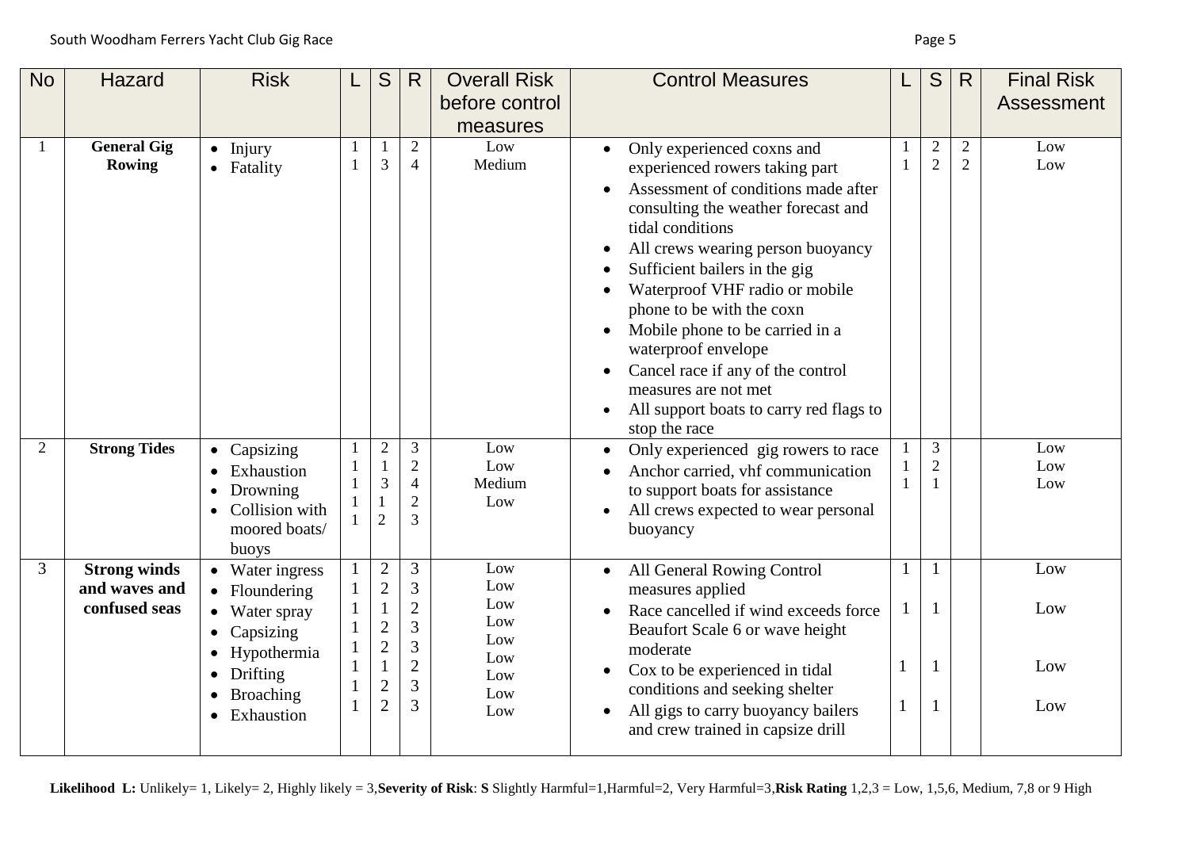| No | Hazard | Risk | L | S | R | Overall Risk before control measures | Control Measures | L | S | R | Final Risk Assessment |
|---|---|---|---|---|---|---|---|---|---|---|---|
| 1 | **General Gig Rowing** | • Injury<br>• Fatality | 1<br>1 | 1<br>3 | 2<br>4 | Low<br>Medium | • Only experienced coxns and experienced rowers taking part<br>• Assessment of conditions made after consulting the weather forecast and tidal conditions<br>• All crews wearing person buoyancy<br>• Sufficient bailers in the gig<br>• Waterproof VHF radio or mobile phone to be with the coxn<br>• Mobile phone to be carried in a waterproof envelope<br>• Cancel race if any of the control measures are not met<br>• All support boats to carry red flags to stop the race | 1<br>1 | 2<br>2 | 2<br>2 | Low<br>Low |
| 2 | **Strong Tides** | • Capsizing<br>• Exhaustion<br>• Drowning<br>• Collision with moored boats/ buoys | 1<br>1<br>1<br>1<br>1 | 2<br>1<br>3<br>1<br>2 | 3<br>2<br>4<br>2<br>3 | Low<br>Low<br>Medium<br>Low | • Only experienced gig rowers to race<br>• Anchor carried, vhf communication to support boats for assistance<br>• All crews expected to wear personal buoyancy | 1<br>1<br>1 | 3<br>2<br>1 | | Low<br>Low<br>Low |
| 3 | **Strong winds and waves and confused seas** | • Water ingress<br>• Floundering<br>• Water spray<br>• Capsizing<br>• Hypothermia<br>• Drifting<br>• Broaching<br>• Exhaustion | 1<br>1<br>1<br>1<br>1<br>1<br>1<br>1 | 2<br>2<br>1<br>2<br>2<br>1<br>2<br>2 | 3<br>3<br>2<br>3<br>3<br>2<br>3<br>3 | Low<br>Low<br>Low<br>Low<br>Low<br>Low<br>Low<br>Low<br>Low | • All General Rowing Control measures applied<br>• Race cancelled if wind exceeds force Beaufort Scale 6 or wave height moderate<br>• Cox to be experienced in tidal conditions and seeking shelter<br>• All gigs to carry buoyancy bailers and crew trained in capsize drill | 1<br>1<br>1<br>1 | 1<br>1<br>1<br>1 | | Low<br>Low<br>Low<br>Low |

**Likelihood L:** Unlikely= 1, Likely= 2, Highly likely = 3,**Severity of Risk**: **S** Slightly Harmful=1,Harmful=2, Very Harmful=3,**Risk Rating** 1,2,3 = Low, 1,5,6, Medium, 7,8 or 9 High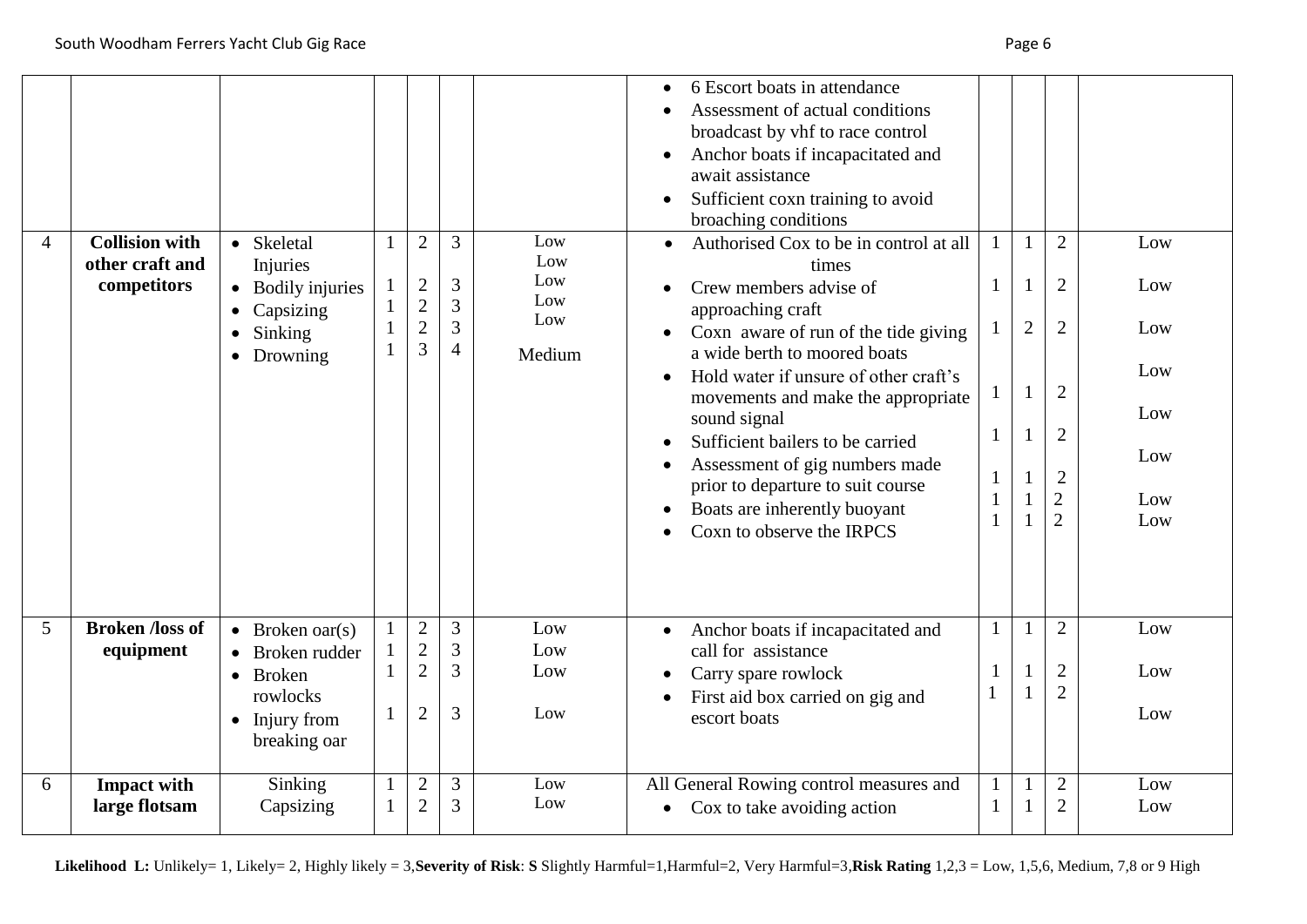| | | | | | | | | | | | |
|---|---|---|---|---|---|---|---|---|---|---|---|
| | | | | | | | • 6 Escort boats in attendance<br>• Assessment of actual conditions broadcast by vhf to race control<br>• Anchor boats if incapacitated and await assistance<br>• Sufficient coxn training to avoid broaching conditions | | | | |
| 4 | **Collision with other craft and competitors** | • Skeletal Injuries<br>• Bodily injuries<br>• Capsizing<br>• Sinking<br>• Drowning | 1<br>1<br>1<br>1<br>1 | 2<br>2<br>2<br>2<br>3 | 3<br>3<br>3<br>3<br>4 | Low<br>Low<br>Low<br>Low<br>Low<br>Medium | • Authorised Cox to be in control at all times<br>• Crew members advise of approaching craft<br>• Coxn aware of run of the tide giving a wide berth to moored boats<br>• Hold water if unsure of other craft's movements and make the appropriate sound signal<br>• Sufficient bailers to be carried<br>• Assessment of gig numbers made prior to departure to suit course<br>• Boats are inherently buoyant<br>• Coxn to observe the IRPCS | 1<br>1<br>1<br>1<br>1<br>1<br>1<br>1 | 1<br>1<br>2<br>1<br>1<br>1<br>1<br>1 | 2<br>2<br>2<br>2<br>2<br>2<br>2<br>2 | Low<br>Low<br>Low<br>Low<br>Low<br>Low<br>Low<br>Low |
| 5 | **Broken /loss of equipment** | • Broken oar(s)<br>• Broken rudder<br>• Broken rowlocks<br>• Injury from breaking oar | 1<br>1<br>1<br>1 | 2<br>2<br>2<br>2 | 3<br>3<br>3<br>3 | Low<br>Low<br>Low<br>Low | • Anchor boats if incapacitated and call for assistance<br>• Carry spare rowlock<br>• First aid box carried on gig and escort boats | 1<br>1<br>1 | 1<br>1<br>1 | 2<br>2<br>2 | Low<br>Low<br>Low |
| 6 | **Impact with large flotsam** | Sinking<br>Capsizing | 1<br>1 | 2<br>2 | 3<br>3 | Low<br>Low | All General Rowing control measures and<br>• Cox to take avoiding action | 1<br>1 | 1<br>1 | 2<br>2 | Low<br>Low |

**Likelihood L:** Unlikely= 1, Likely= 2, Highly likely = 3,**Severity of Risk**: **S** Slightly Harmful=1,Harmful=2, Very Harmful=3,**Risk Rating** 1,2,3 = Low, 1,5,6, Medium, 7,8 or 9 High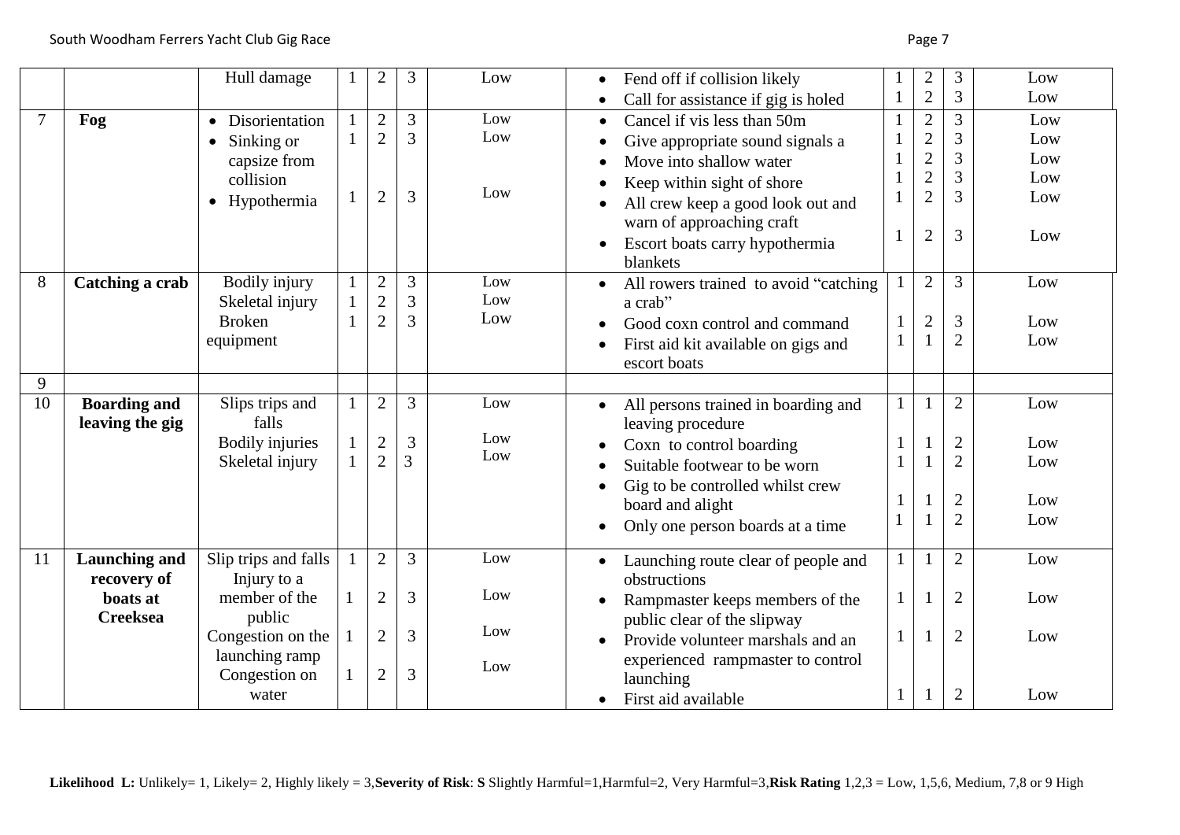| | | | | | | | | | | | |
|---|---|---|---|---|---|---|---|---|---|---|---|
| | | Hull damage | 1 | 2 | 3 | Low | • Fend off if collision likely<br>• Call for assistance if gig is holed | 1<br>1 | 2<br>2 | 3<br>3 | Low<br>Low |
| 7 | **Fog** | • Disorientation<br>• Sinking or capsize from collision<br>• Hypothermia | 1<br>1<br><br>1 | 2<br>2<br><br>2 | 3<br>3<br><br>3 | Low<br>Low<br><br>Low | • Cancel if vis less than 50m<br>• Give appropriate sound signals a<br>• Move into shallow water<br>• Keep within sight of shore<br>• All crew keep a good look out and warn of approaching craft<br>• Escort boats carry hypothermia blankets | 1<br>1<br>1<br>1<br>1<br><br>1 | 2<br>2<br>2<br>2<br>2<br><br>2 | 3<br>3<br>3<br>3<br>3<br><br>3 | Low<br>Low<br>Low<br>Low<br>Low<br><br>Low |
| 8 | **Catching a crab** | Bodily injury<br>Skeletal injury<br>Broken equipment | 1<br>1<br>1 | 2<br>2<br>2 | 3<br>3<br>3 | Low<br>Low<br>Low | • All rowers trained to avoid "catching a crab"<br>• Good coxn control and command<br>• First aid kit available on gigs and escort boats | 1<br><br>1<br>1 | 2<br><br>2<br>1 | 3<br><br>3<br>2 | Low<br><br>Low<br>Low |
| 9 | | | | | | | | | | | |
| 10 | **Boarding and leaving the gig** | Slips trips and falls<br>Bodily injuries<br>Skeletal injury | 1<br><br>1<br>1 | 2<br><br>2<br>2 | 3<br><br>3<br>3 | Low<br><br>Low<br>Low | • All persons trained in boarding and leaving procedure<br>• Coxn to control boarding<br>• Suitable footwear to be worn<br>• Gig to be controlled whilst crew board and alight<br>• Only one person boards at a time | 1<br><br>1<br>1<br><br>1<br>1 | 1<br><br>1<br>1<br><br>1<br>1 | 2<br><br>2<br>2<br><br>2<br>2 | Low<br><br>Low<br>Low<br><br>Low<br>Low |
| 11 | **Launching and recovery of boats at Creeksea** | Slip trips and falls<br>Injury to a member of the public<br>Congestion on the launching ramp<br>Congestion on water | 1<br><br>1<br><br>1<br><br>1 | 2<br><br>2<br><br>2<br><br>2 | 3<br><br>3<br><br>3<br><br>3 | Low<br><br>Low<br><br>Low<br><br>Low | • Launching route clear of people and obstructions<br>• Rampmaster keeps members of the public clear of the slipway<br>• Provide volunteer marshals and an experienced rampmaster to control launching<br>• First aid available | 1<br><br>1<br><br>1<br><br><br>1 | 1<br><br>1<br><br>1<br><br><br>1 | 2<br><br>2<br><br>2<br><br><br>2 | Low<br><br>Low<br><br>Low<br><br><br>Low |

**Likelihood L:** Unlikely= 1, Likely= 2, Highly likely = 3,**Severity of Risk**: **S** Slightly Harmful=1,Harmful=2, Very Harmful=3,**Risk Rating** 1,2,3 = Low, 1,5,6, Medium, 7,8 or 9 High